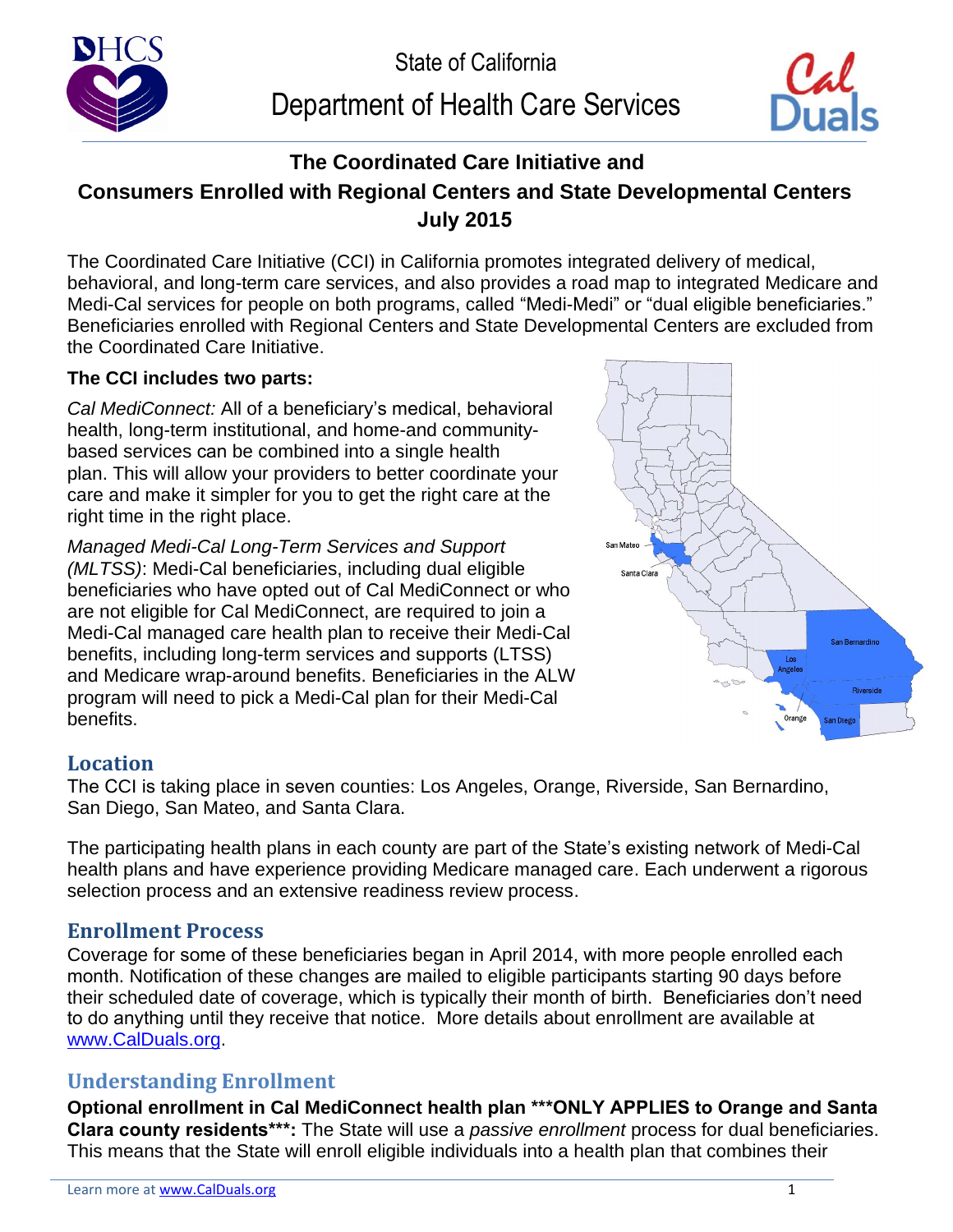State of California

Department of Health Care Services

# The Coordinated Care Initiative and Consumers Enrolled with Regional Centers and State Developmental Centers

**July 2015**

The Coordinated Care Initiative (CCI) in California promotes integrated delivery of medical, behavioral, and long-term care services, and also provides a road map to integrated Medicare and Medi-Cal services for people on both programs, called "Medi-Medi" or "dual eligible beneficiaries." Beneficiaries enrolled with Regional Centers and State Developmental Centers are excluded from the Coordinated Care Initiative.

**The CCI includes two parts:**

*Cal MediConnect:* All of a beneficiary's medical, behavioral health, long-term institutional, and home-and community-based services can be combined into a single health plan. This will allow your providers to better coordinate your care and make it simpler for you to get the right care at the right time in the right place.

*Managed Medi-Cal Long-Term Services and Support (MLTSS)*: Medi-Cal beneficiaries, including dual eligible beneficiaries who have opted out of Cal MediConnect or who are not eligible for Cal MediConnect, are required to join a Medi-Cal managed care health plan to receive their Medi-Cal benefits, including long-term services and supports (LTSS) and Medicare wrap-around benefits. Beneficiaries in the ALW program will need to pick a Medi-Cal plan for their Medi-Cal benefits.

## Location

The CCI is taking place in seven counties: Los Angeles, Orange, Riverside, San Bernardino, San Diego, San Mateo, and Santa Clara.

The participating health plans in each county are part of the State's existing network of Medi-Cal health plans and have experience providing Medicare managed care. Each underwent a rigorous selection process and an extensive readiness review process.

## Enrollment Process

Coverage for some of these beneficiaries began in April 2014, with more people enrolled each month. Notification of these changes are mailed to eligible participants starting 90 days before their scheduled date of coverage, which is typically their month of birth. Beneficiaries don't need to do anything until they receive that notice. More details about enrollment are available at www.CalDuals.org.

## Understanding Enrollment

**Optional enrollment in Cal MediConnect health plan ***ONLY APPLIES to Orange and Santa Clara county residents***:** The State will use a *passive enrollment* process for dual beneficiaries. This means that the State will enroll eligible individuals into a health plan that combines their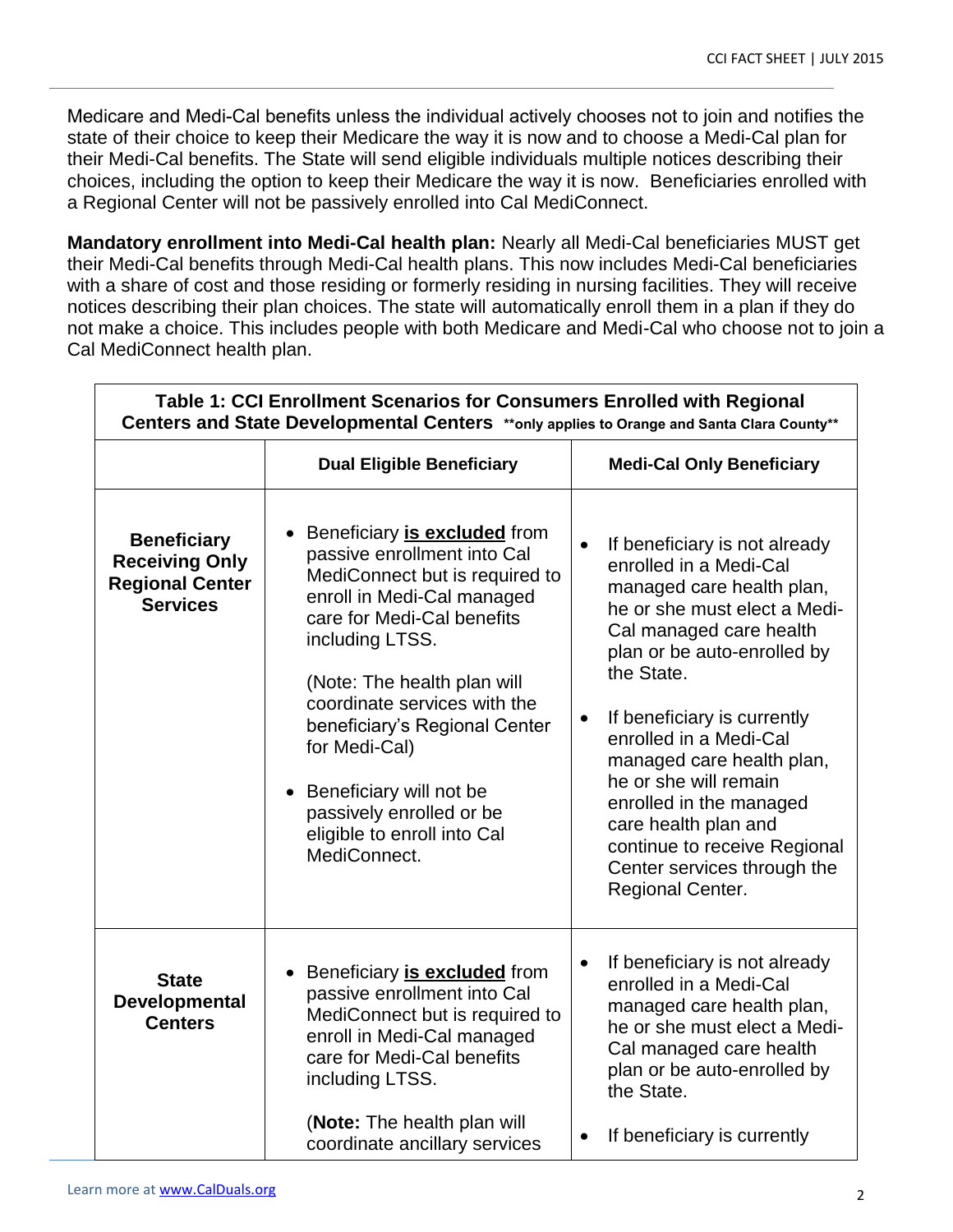Medicare and Medi-Cal benefits unless the individual actively chooses not to join and notifies the state of their choice to keep their Medicare the way it is now and to choose a Medi-Cal plan for their Medi-Cal benefits. The State will send eligible individuals multiple notices describing their choices, including the option to keep their Medicare the way it is now. Beneficiaries enrolled with a Regional Center will not be passively enrolled into Cal MediConnect.

**Mandatory enrollment into Medi-Cal health plan:** Nearly all Medi-Cal beneficiaries MUST get their Medi-Cal benefits through Medi-Cal health plans. This now includes Medi-Cal beneficiaries with a share of cost and those residing or formerly residing in nursing facilities. They will receive notices describing their plan choices. The state will automatically enroll them in a plan if they do not make a choice. This includes people with both Medicare and Medi-Cal who choose not to join a Cal MediConnect health plan.

**Table 1: CCI Enrollment Scenarios for Consumers Enrolled with Regional Centers and State Developmental Centers** **\*\*only applies to Orange and Santa Clara County\*\***

| | Dual Eligible Beneficiary | Medi-Cal Only Beneficiary |
|---|---|---|
| **Beneficiary Receiving Only Regional Center Services** | • Beneficiary **<u>is excluded</u>** from passive enrollment into Cal MediConnect but is required to enroll in Medi-Cal managed care for Medi-Cal benefits including LTSS.<br><br>(Note: The health plan will coordinate services with the beneficiary's Regional Center for Medi-Cal)<br><br>• Beneficiary will not be passively enrolled or be eligible to enroll into Cal MediConnect. | • If beneficiary is not already enrolled in a Medi-Cal managed care health plan, he or she must elect a Medi-Cal managed care health plan or be auto-enrolled by the State.<br><br>• If beneficiary is currently enrolled in a Medi-Cal managed care health plan, he or she will remain enrolled in the managed care health plan and continue to receive Regional Center services through the Regional Center. |
| **State Developmental Centers** | • Beneficiary **<u>is excluded</u>** from passive enrollment into Cal MediConnect but is required to enroll in Medi-Cal managed care for Medi-Cal benefits including LTSS.<br><br>(**Note:** The health plan will coordinate ancillary services | • If beneficiary is not already enrolled in a Medi-Cal managed care health plan, he or she must elect a Medi-Cal managed care health plan or be auto-enrolled by the State.<br><br>• If beneficiary is currently |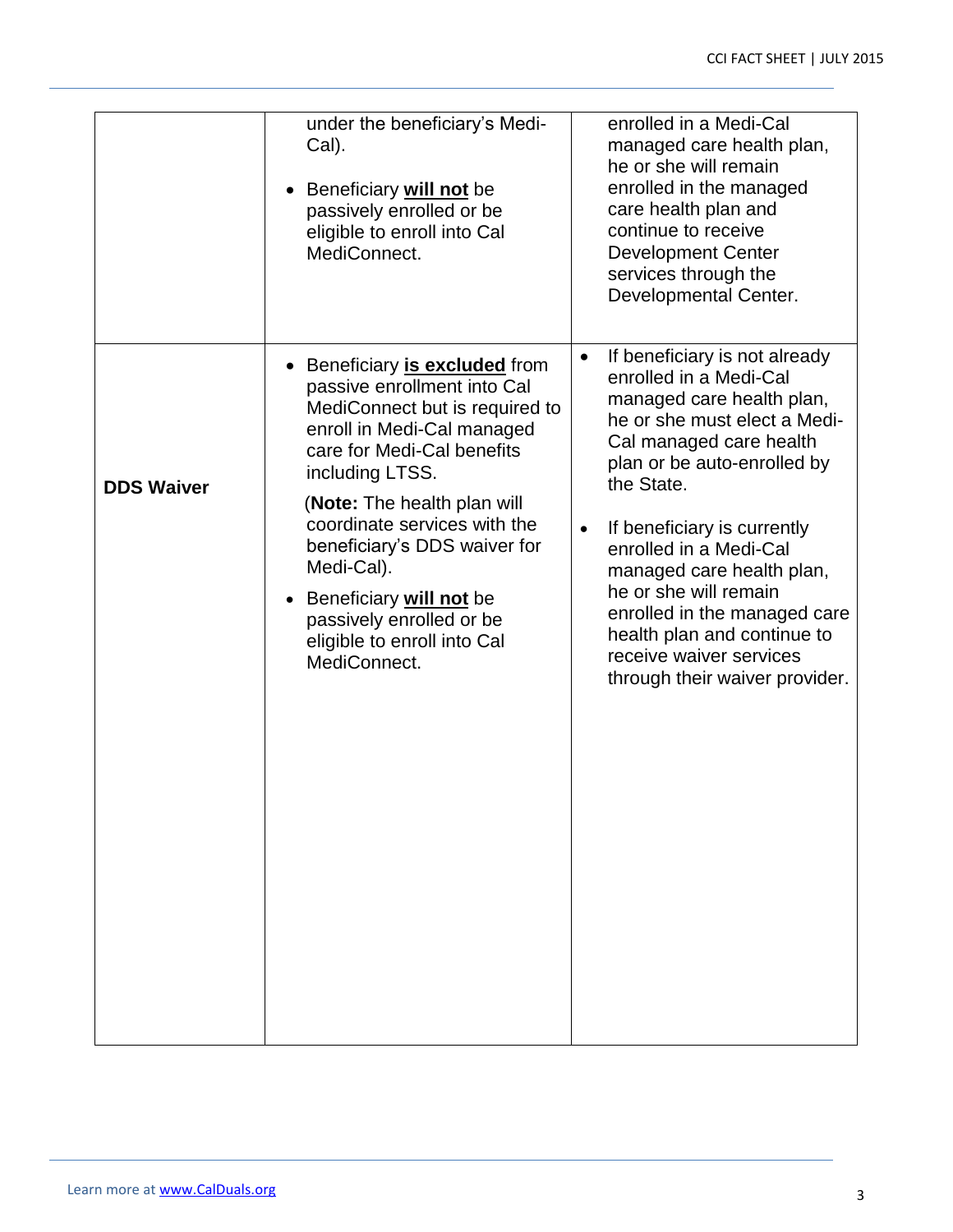| | | |
|---|---|---|
| | under the beneficiary's Medi-Cal).<br><br>• Beneficiary **<u>will not</u>** be passively enrolled or be eligible to enroll into Cal MediConnect. | enrolled in a Medi-Cal managed care health plan, he or she will remain enrolled in the managed care health plan and continue to receive Development Center services through the Developmental Center. |
| **DDS Waiver** | • Beneficiary **<u>is excluded</u>** from passive enrollment into Cal MediConnect but is required to enroll in Medi-Cal managed care for Medi-Cal benefits including LTSS.<br><br>(**Note:** The health plan will coordinate services with the beneficiary's DDS waiver for Medi-Cal).<br><br>• Beneficiary **<u>will not</u>** be passively enrolled or be eligible to enroll into Cal MediConnect. | • If beneficiary is not already enrolled in a Medi-Cal managed care health plan, he or she must elect a Medi-Cal managed care health plan or be auto-enrolled by the State.<br><br>• If beneficiary is currently enrolled in a Medi-Cal managed care health plan, he or she will remain enrolled in the managed care health plan and continue to receive waiver services through their waiver provider. |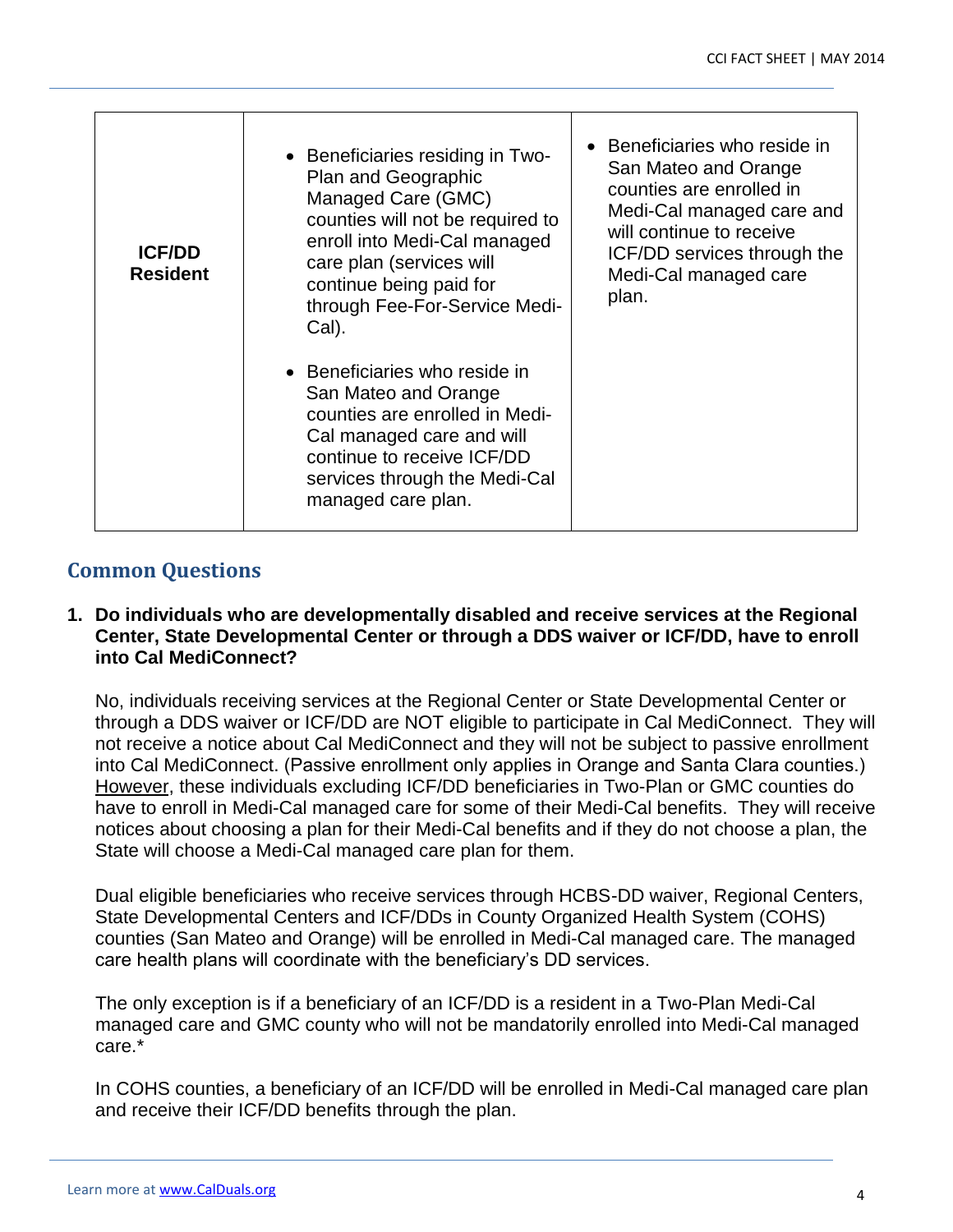| | | |
|---|---|---|
| **ICF/DD Resident** | • Beneficiaries residing in Two-Plan and Geographic Managed Care (GMC) counties will not be required to enroll into Medi-Cal managed care plan (services will continue being paid for through Fee-For-Service Medi-Cal).<br><br>• Beneficiaries who reside in San Mateo and Orange counties are enrolled in Medi-Cal managed care and will continue to receive ICF/DD services through the Medi-Cal managed care plan. | • Beneficiaries who reside in San Mateo and Orange counties are enrolled in Medi-Cal managed care and will continue to receive ICF/DD services through the Medi-Cal managed care plan. |

## Common Questions

**1. Do individuals who are developmentally disabled and receive services at the Regional Center, State Developmental Center or through a DDS waiver or ICF/DD, have to enroll into Cal MediConnect?**

No, individuals receiving services at the Regional Center or State Developmental Center or through a DDS waiver or ICF/DD are NOT eligible to participate in Cal MediConnect. They will not receive a notice about Cal MediConnect and they will not be subject to passive enrollment into Cal MediConnect. (Passive enrollment only applies in Orange and Santa Clara counties.) However, these individuals excluding ICF/DD beneficiaries in Two-Plan or GMC counties do have to enroll in Medi-Cal managed care for some of their Medi-Cal benefits. They will receive notices about choosing a plan for their Medi-Cal benefits and if they do not choose a plan, the State will choose a Medi-Cal managed care plan for them.

Dual eligible beneficiaries who receive services through HCBS-DD waiver, Regional Centers, State Developmental Centers and ICF/DDs in County Organized Health System (COHS) counties (San Mateo and Orange) will be enrolled in Medi-Cal managed care. The managed care health plans will coordinate with the beneficiary's DD services.

The only exception is if a beneficiary of an ICF/DD is a resident in a Two-Plan Medi-Cal managed care and GMC county who will not be mandatorily enrolled into Medi-Cal managed care.*

In COHS counties, a beneficiary of an ICF/DD will be enrolled in Medi-Cal managed care plan and receive their ICF/DD benefits through the plan.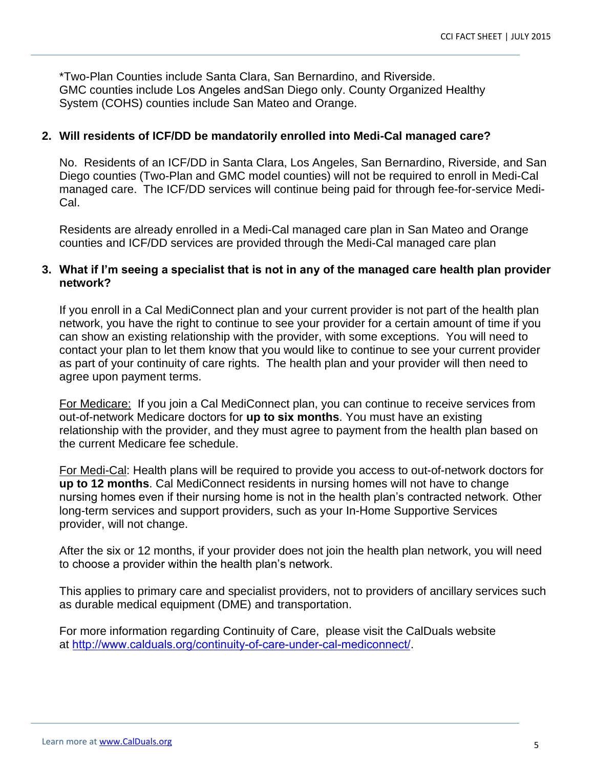*Two-Plan Counties include Santa Clara, San Bernardino, and Riverside. GMC counties include Los Angeles andSan Diego only. County Organized Healthy System (COHS) counties include San Mateo and Orange.

**2. Will residents of ICF/DD be mandatorily enrolled into Medi-Cal managed care?**

No. Residents of an ICF/DD in Santa Clara, Los Angeles, San Bernardino, Riverside, and San Diego counties (Two-Plan and GMC model counties) will not be required to enroll in Medi-Cal managed care. The ICF/DD services will continue being paid for through fee-for-service Medi-Cal.

Residents are already enrolled in a Medi-Cal managed care plan in San Mateo and Orange counties and ICF/DD services are provided through the Medi-Cal managed care plan

**3. What if I'm seeing a specialist that is not in any of the managed care health plan provider network?**

If you enroll in a Cal MediConnect plan and your current provider is not part of the health plan network, you have the right to continue to see your provider for a certain amount of time if you can show an existing relationship with the provider, with some exceptions. You will need to contact your plan to let them know that you would like to continue to see your current provider as part of your continuity of care rights. The health plan and your provider will then need to agree upon payment terms.

For Medicare: If you join a Cal MediConnect plan, you can continue to receive services from out-of-network Medicare doctors for **up to six months**. You must have an existing relationship with the provider, and they must agree to payment from the health plan based on the current Medicare fee schedule.

For Medi-Cal: Health plans will be required to provide you access to out-of-network doctors for **up to 12 months**. Cal MediConnect residents in nursing homes will not have to change nursing homes even if their nursing home is not in the health plan's contracted network. Other long-term services and support providers, such as your In-Home Supportive Services provider, will not change.

After the six or 12 months, if your provider does not join the health plan network, you will need to choose a provider within the health plan's network.

This applies to primary care and specialist providers, not to providers of ancillary services such as durable medical equipment (DME) and transportation.

For more information regarding Continuity of Care, please visit the CalDuals website at http://www.calduals.org/continuity-of-care-under-cal-mediconnect/.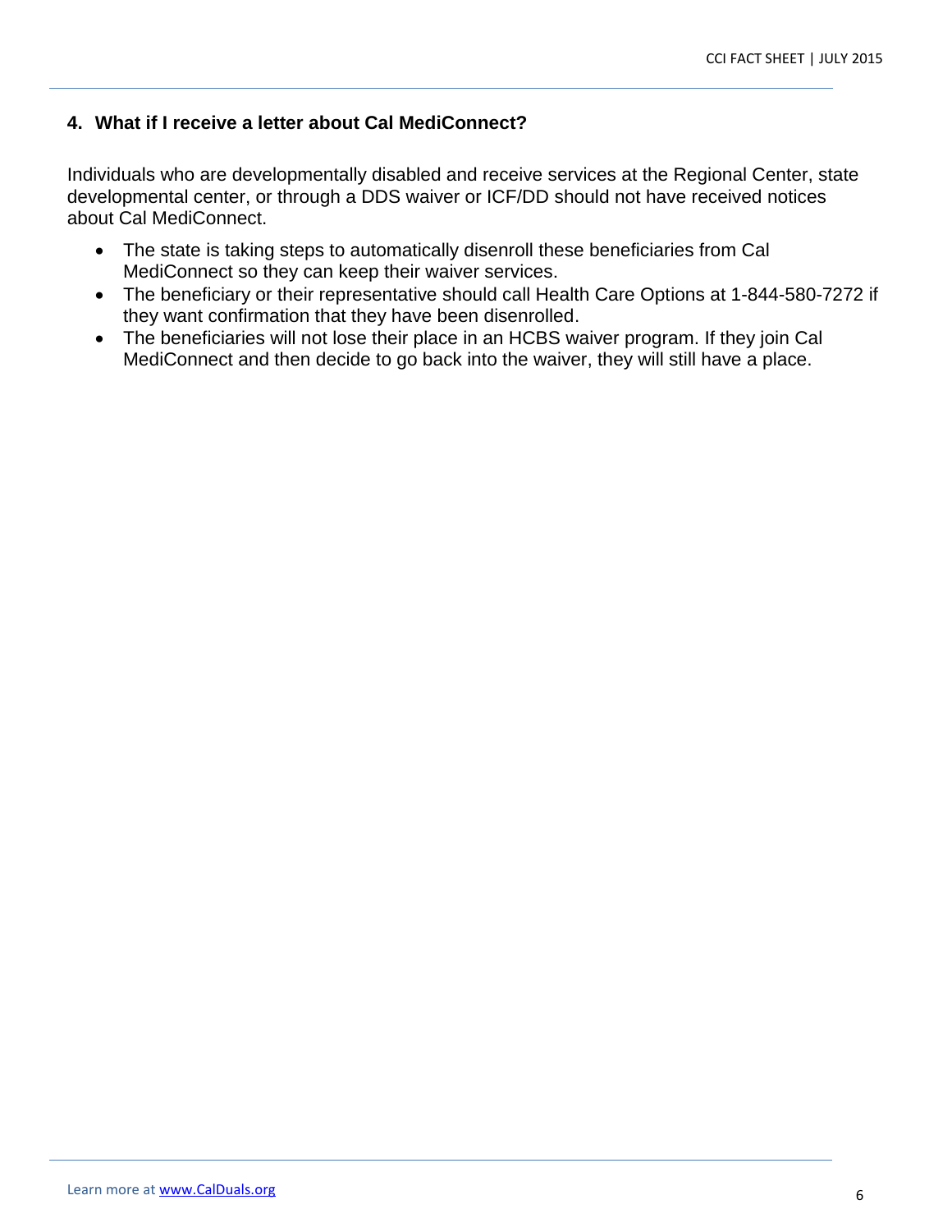#### 4. What if I receive a letter about Cal MediConnect?

Individuals who are developmentally disabled and receive services at the Regional Center, state developmental center, or through a DDS waiver or ICF/DD should not have received notices about Cal MediConnect.

- The state is taking steps to automatically disenroll these beneficiaries from Cal MediConnect so they can keep their waiver services.
- The beneficiary or their representative should call Health Care Options at 1-844-580-7272 if they want confirmation that they have been disenrolled.
- The beneficiaries will not lose their place in an HCBS waiver program. If they join Cal MediConnect and then decide to go back into the waiver, they will still have a place.

Learn more at www.CalDuals.org